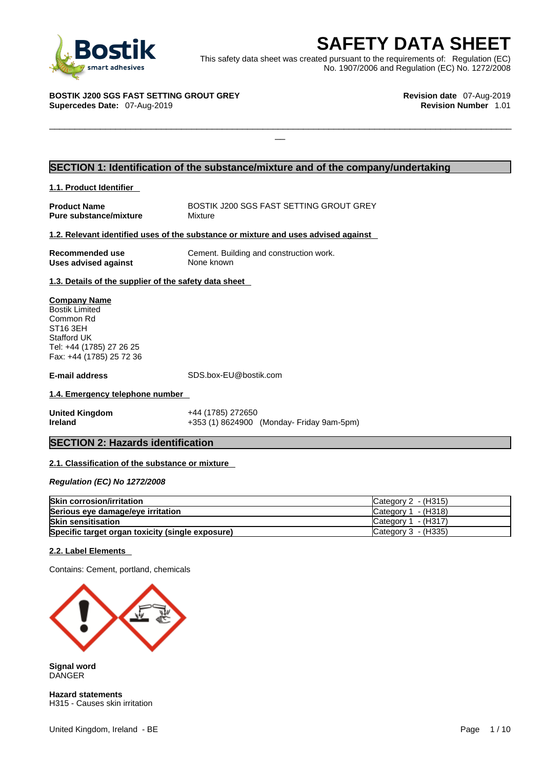# SAFETY DATA SHEET

This safety data sheet was created pursuant to the requirements of: Regulation (EC) No. 1907/2006 and Regulation (EC) No. 1272/2008

**BOSTIK J200 SGS FAST SETTING GROUT GREY**
**Supercedes Date:** 07-Aug-2019

**Revision date** 07-Aug-2019
**Revision Number** 1.01

## SECTION 1: Identification of the substance/mixture and of the company/undertaking

### 1.1. Product Identifier

**Product Name** BOSTIK J200 SGS FAST SETTING GROUT GREY
**Pure substance/mixture** Mixture

### 1.2. Relevant identified uses of the substance or mixture and uses advised against

**Recommended use** Cement. Building and construction work.
**Uses advised against** None known

### 1.3. Details of the supplier of the safety data sheet

**Company Name**
Bostik Limited
Common Rd
ST16 3EH
Stafford UK
Tel: +44 (1785) 27 26 25
Fax: +44 (1785) 25 72 36

**E-mail address** SDS.box-EU@bostik.com

### 1.4. Emergency telephone number

**United Kingdom** +44 (1785) 272650
**Ireland** +353 (1) 8624900 (Monday- Friday 9am-5pm)

## SECTION 2: Hazards identification

### 2.1. Classification of the substance or mixture

*Regulation (EC) No 1272/2008*

| | |
|---|---|
| **Skin corrosion/irritation** | Category 2 - (H315) |
| **Serious eye damage/eye irritation** | Category 1 - (H318) |
| **Skin sensitisation** | Category 1 - (H317) |
| **Specific target organ toxicity (single exposure)** | Category 3 - (H335) |

### 2.2. Label Elements

Contains: Cement, portland, chemicals

**Signal word**
DANGER

**Hazard statements**
H315 - Causes skin irritation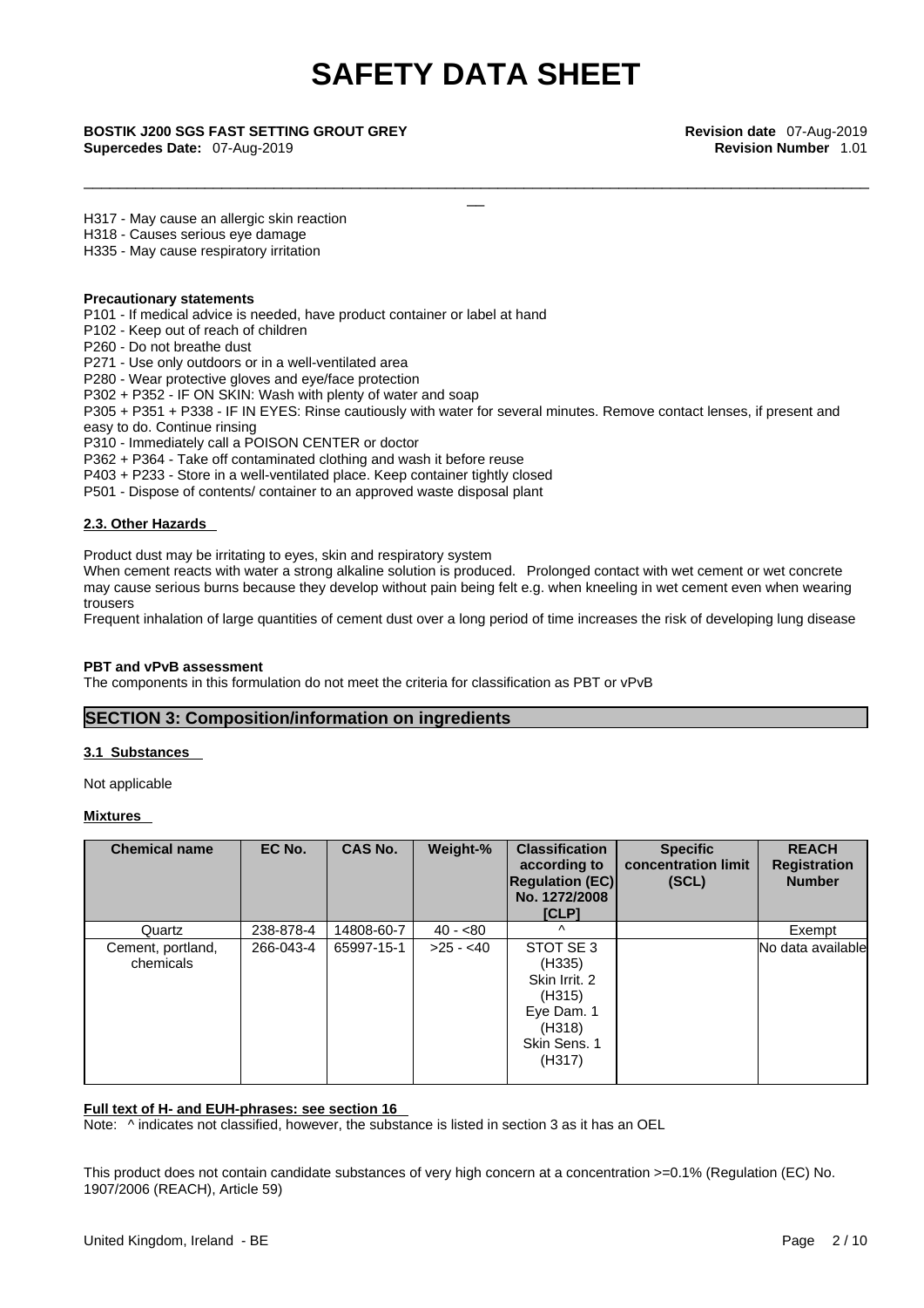H317 - May cause an allergic skin reaction
H318 - Causes serious eye damage
H335 - May cause respiratory irritation

**Precautionary statements**

P101 - If medical advice is needed, have product container or label at hand
P102 - Keep out of reach of children
P260 - Do not breathe dust
P271 - Use only outdoors or in a well-ventilated area
P280 - Wear protective gloves and eye/face protection
P302 + P352 - IF ON SKIN: Wash with plenty of water and soap
P305 + P351 + P338 - IF IN EYES: Rinse cautiously with water for several minutes. Remove contact lenses, if present and easy to do. Continue rinsing
P310 - Immediately call a POISON CENTER or doctor
P362 + P364 - Take off contaminated clothing and wash it before reuse
P403 + P233 - Store in a well-ventilated place. Keep container tightly closed
P501 - Dispose of contents/ container to an approved waste disposal plant

**2.3. Other Hazards**

Product dust may be irritating to eyes, skin and respiratory system
When cement reacts with water a strong alkaline solution is produced. Prolonged contact with wet cement or wet concrete may cause serious burns because they develop without pain being felt e.g. when kneeling in wet cement even when wearing trousers
Frequent inhalation of large quantities of cement dust over a long period of time increases the risk of developing lung disease

**PBT and vPvB assessment**

The components in this formulation do not meet the criteria for classification as PBT or vPvB

## SECTION 3: Composition/information on ingredients

**3.1 Substances**

Not applicable

**Mixtures**

| Chemical name | EC No. | CAS No. | Weight-% | Classification according to Regulation (EC) No. 1272/2008 [CLP] | Specific concentration limit (SCL) | REACH Registration Number |
|---|---|---|---|---|---|---|
| Quartz | 238-878-4 | 14808-60-7 | 40 - <80 | ^ | | Exempt |
| Cement, portland, chemicals | 266-043-4 | 65997-15-1 | >25 - <40 | STOT SE 3 (H335) Skin Irrit. 2 (H315) Eye Dam. 1 (H318) Skin Sens. 1 (H317) | | No data available |

**Full text of H- and EUH-phrases: see section 16**

Note: ^ indicates not classified, however, the substance is listed in section 3 as it has an OEL

This product does not contain candidate substances of very high concern at a concentration >=0.1% (Regulation (EC) No. 1907/2006 (REACH), Article 59)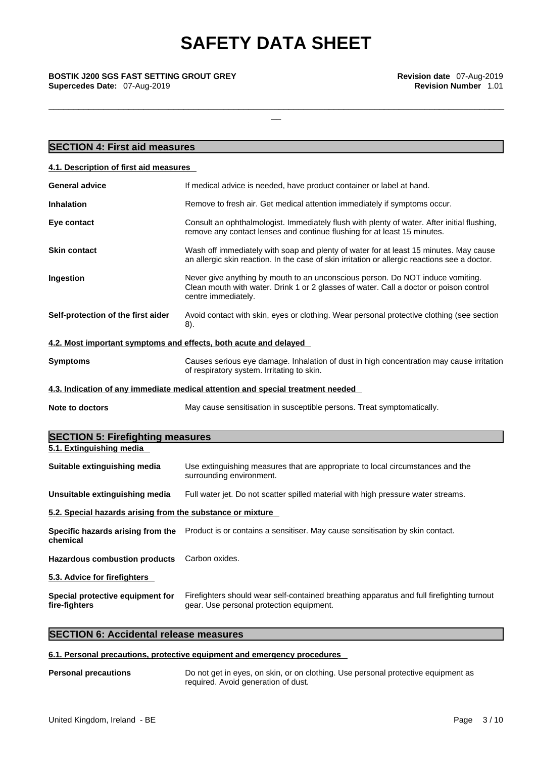## SECTION 4: First aid measures

### 4.1. Description of first aid measures

| | |
|---|---|
| **General advice** | If medical advice is needed, have product container or label at hand. |
| **Inhalation** | Remove to fresh air. Get medical attention immediately if symptoms occur. |
| **Eye contact** | Consult an ophthalmologist. Immediately flush with plenty of water. After initial flushing, remove any contact lenses and continue flushing for at least 15 minutes. |
| **Skin contact** | Wash off immediately with soap and plenty of water for at least 15 minutes. May cause an allergic skin reaction. In the case of skin irritation or allergic reactions see a doctor. |
| **Ingestion** | Never give anything by mouth to an unconscious person. Do NOT induce vomiting. Clean mouth with water. Drink 1 or 2 glasses of water. Call a doctor or poison control centre immediately. |
| **Self-protection of the first aider** | Avoid contact with skin, eyes or clothing. Wear personal protective clothing (see section 8). |

### 4.2. Most important symptoms and effects, both acute and delayed

| | |
|---|---|
| **Symptoms** | Causes serious eye damage. Inhalation of dust in high concentration may cause irritation of respiratory system. Irritating to skin. |

### 4.3. Indication of any immediate medical attention and special treatment needed

| | |
|---|---|
| **Note to doctors** | May cause sensitisation in susceptible persons. Treat symptomatically. |

## SECTION 5: Firefighting measures

### 5.1. Extinguishing media

| | |
|---|---|
| **Suitable extinguishing media** | Use extinguishing measures that are appropriate to local circumstances and the surrounding environment. |
| **Unsuitable extinguishing media** | Full water jet. Do not scatter spilled material with high pressure water streams. |

### 5.2. Special hazards arising from the substance or mixture

| | |
|---|---|
| **Specific hazards arising from the chemical** | Product is or contains a sensitiser. May cause sensitisation by skin contact. |
| **Hazardous combustion products** | Carbon oxides. |

### 5.3. Advice for firefighters

| | |
|---|---|
| **Special protective equipment for fire-fighters** | Firefighters should wear self-contained breathing apparatus and full firefighting turnout gear. Use personal protection equipment. |

## SECTION 6: Accidental release measures

### 6.1. Personal precautions, protective equipment and emergency procedures

| | |
|---|---|
| **Personal precautions** | Do not get in eyes, on skin, or on clothing. Use personal protective equipment as required. Avoid generation of dust. |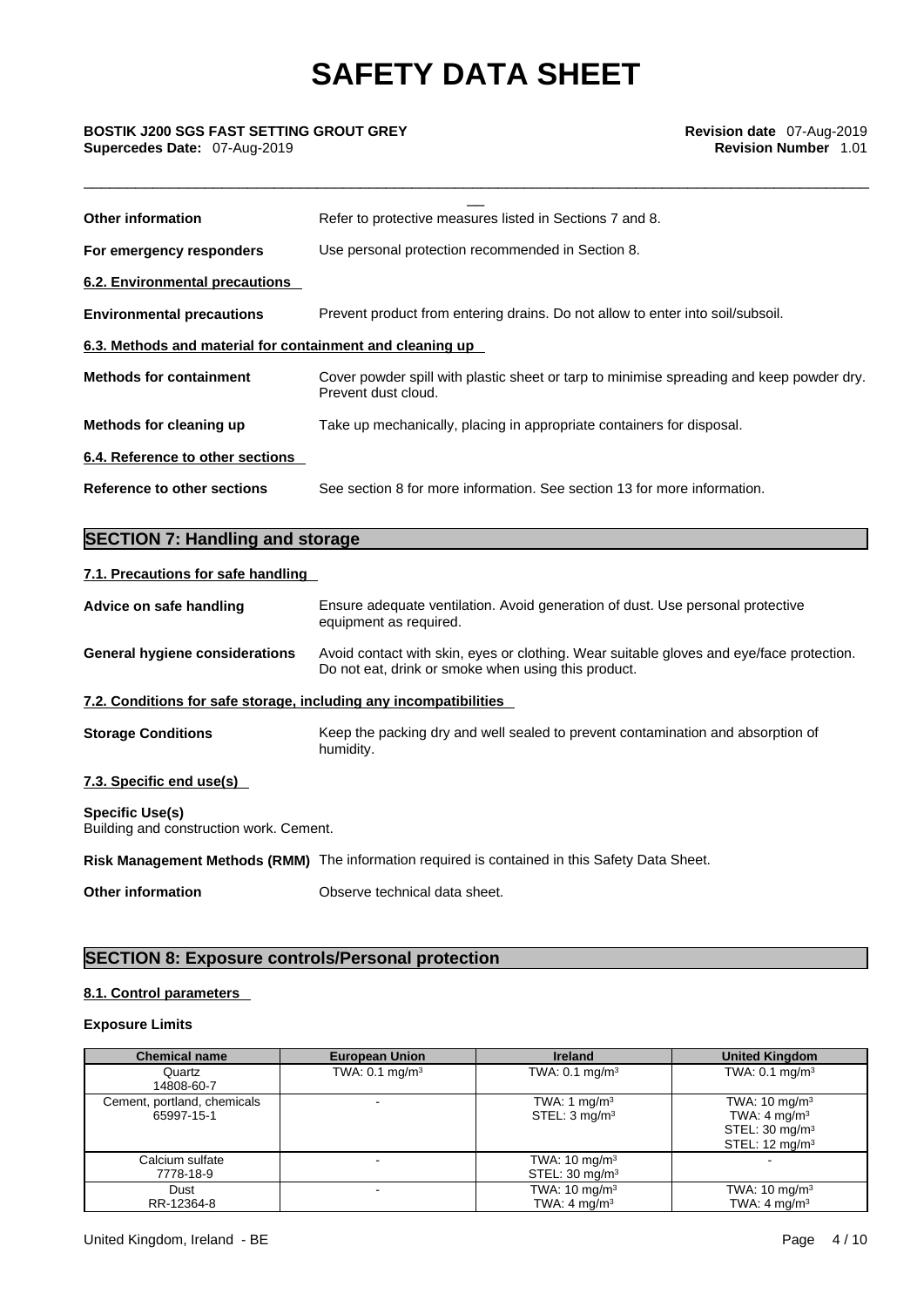| | |
|---|---|
| **Other information** | Refer to protective measures listed in Sections 7 and 8. |
| **For emergency responders** | Use personal protection recommended in Section 8. |

**6.2. Environmental precautions**

| | |
|---|---|
| **Environmental precautions** | Prevent product from entering drains. Do not allow to enter into soil/subsoil. |

**6.3. Methods and material for containment and cleaning up**

| | |
|---|---|
| **Methods for containment** | Cover powder spill with plastic sheet or tarp to minimise spreading and keep powder dry. Prevent dust cloud. |
| **Methods for cleaning up** | Take up mechanically, placing in appropriate containers for disposal. |

**6.4. Reference to other sections**

| | |
|---|---|
| **Reference to other sections** | See section 8 for more information. See section 13 for more information. |

## SECTION 7: Handling and storage

**7.1. Precautions for safe handling**

| | |
|---|---|
| **Advice on safe handling** | Ensure adequate ventilation. Avoid generation of dust. Use personal protective equipment as required. |
| **General hygiene considerations** | Avoid contact with skin, eyes or clothing. Wear suitable gloves and eye/face protection. Do not eat, drink or smoke when using this product. |

**7.2. Conditions for safe storage, including any incompatibilities**

| | |
|---|---|
| **Storage Conditions** | Keep the packing dry and well sealed to prevent contamination and absorption of humidity. |

**7.3. Specific end use(s)**

**Specific Use(s)**
Building and construction work. Cement.

| | |
|---|---|
| **Risk Management Methods (RMM)** | The information required is contained in this Safety Data Sheet. |
| **Other information** | Observe technical data sheet. |

## SECTION 8: Exposure controls/Personal protection

**8.1. Control parameters**

**Exposure Limits**

| Chemical name | European Union | Ireland | United Kingdom |
|---|---|---|---|
| Quartz<br>14808-60-7 | TWA: 0.1 mg/m³ | TWA: 0.1 mg/m³ | TWA: 0.1 mg/m³ |
| Cement, portland, chemicals<br>65997-15-1 | - | TWA: 1 mg/m³<br>STEL: 3 mg/m³ | TWA: 10 mg/m³<br>TWA: 4 mg/m³<br>STEL: 30 mg/m³<br>STEL: 12 mg/m³ |
| Calcium sulfate<br>7778-18-9 | - | TWA: 10 mg/m³<br>STEL: 30 mg/m³ | - |
| Dust<br>RR-12364-8 | - | TWA: 10 mg/m³<br>TWA: 4 mg/m³ | TWA: 10 mg/m³<br>TWA: 4 mg/m³ |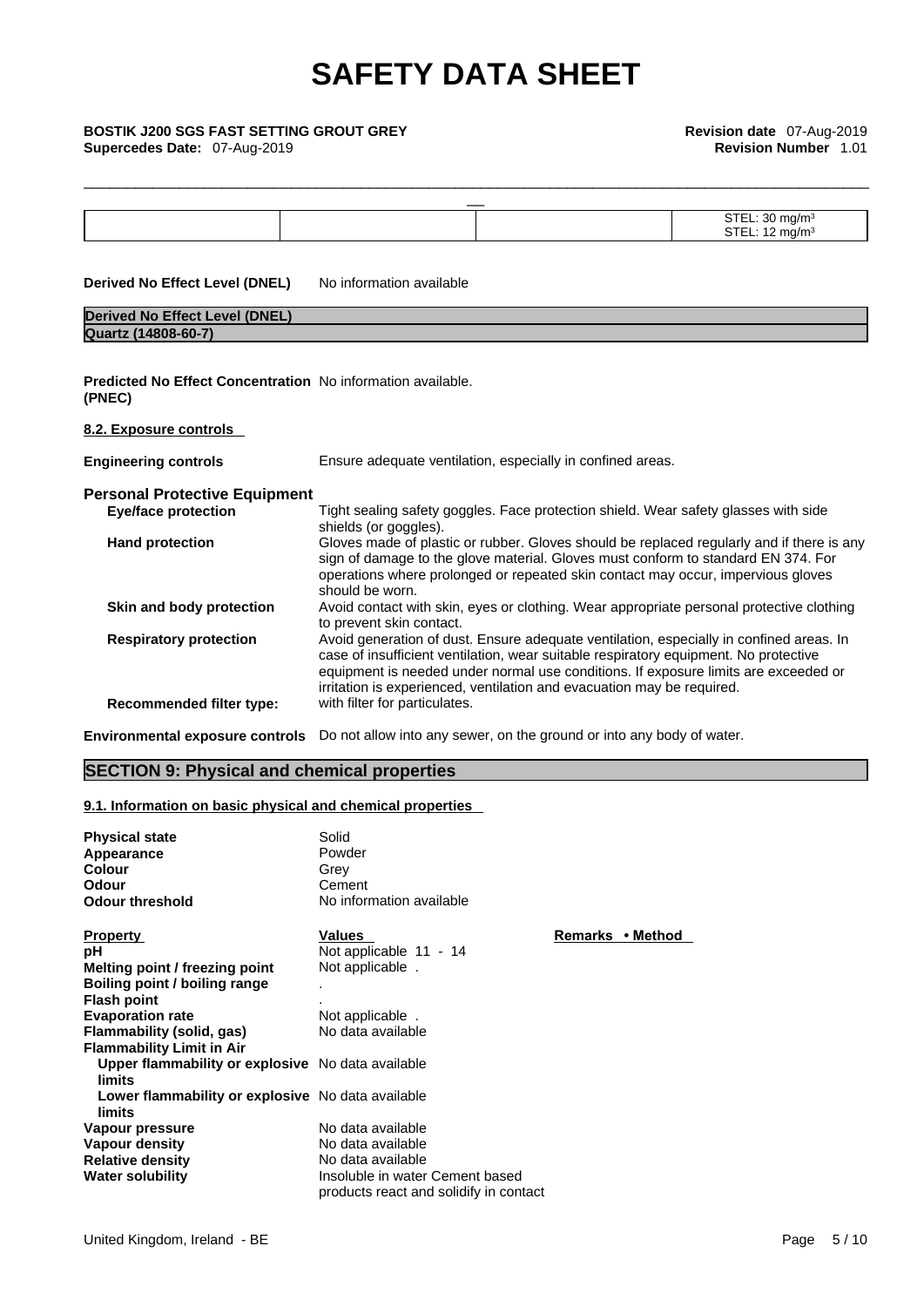| | | | |
|---|---|---|---|
| | | | STEL: 30 mg/m³ STEL: 12 mg/m³ |

**Derived No Effect Level (DNEL)** No information available

| Derived No Effect Level (DNEL) |
|---|
| Quartz (14808-60-7) |

**Predicted No Effect Concentration (PNEC)** No information available.

**8.2. Exposure controls**

**Engineering controls** Ensure adequate ventilation, especially in confined areas.

**Personal Protective Equipment**

**Eye/face protection** Tight sealing safety goggles. Face protection shield. Wear safety glasses with side shields (or goggles).

**Hand protection** Gloves made of plastic or rubber. Gloves should be replaced regularly and if there is any sign of damage to the glove material. Gloves must conform to standard EN 374. For operations where prolonged or repeated skin contact may occur, impervious gloves should be worn.

**Skin and body protection** Avoid contact with skin, eyes or clothing. Wear appropriate personal protective clothing to prevent skin contact.

**Respiratory protection** Avoid generation of dust. Ensure adequate ventilation, especially in confined areas. In case of insufficient ventilation, wear suitable respiratory equipment. No protective equipment is needed under normal use conditions. If exposure limits are exceeded or irritation is experienced, ventilation and evacuation may be required.

**Recommended filter type:** with filter for particulates.

**Environmental exposure controls** Do not allow into any sewer, on the ground or into any body of water.

## SECTION 9: Physical and chemical properties

**9.1. Information on basic physical and chemical properties**

**Physical state** Solid
**Appearance** Powder
**Colour** Grey
**Odour** Cement
**Odour threshold** No information available

| Property | Values | Remarks • Method |
|---|---|---|
| **pH** | Not applicable 11 - 14 | |
| **Melting point / freezing point** | Not applicable . | |
| **Boiling point / boiling range** | . | |
| **Flash point** | . | |
| **Evaporation rate** | Not applicable . | |
| **Flammability (solid, gas)** | No data available | |
| **Flammability Limit in Air** | | |
| **Upper flammability or explosive limits** | No data available | |
| **Lower flammability or explosive limits** | No data available | |
| **Vapour pressure** | No data available | |
| **Vapour density** | No data available | |
| **Relative density** | No data available | |
| **Water solubility** | Insoluble in water Cement based products react and solidify in contact | |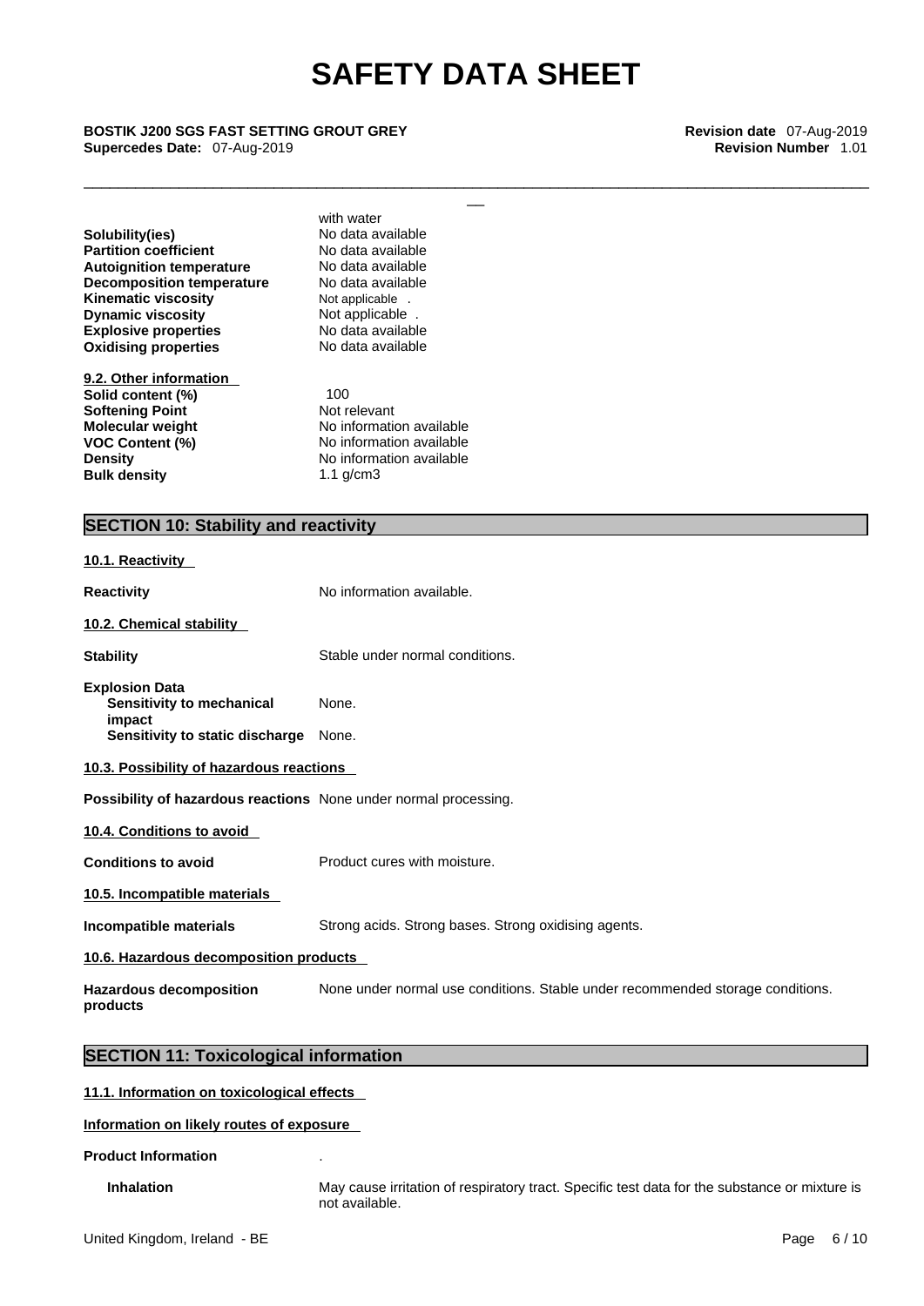with water

| | |
|---|---|
| **Solubility(ies)** | No data available |
| **Partition coefficient** | No data available |
| **Autoignition temperature** | No data available |
| **Decomposition temperature** | No data available |
| **Kinematic viscosity** | Not applicable . |
| **Dynamic viscosity** | Not applicable . |
| **Explosive properties** | No data available |
| **Oxidising properties** | No data available |

**9.2. Other information**

| | |
|---|---|
| **Solid content (%)** | 100 |
| **Softening Point** | Not relevant |
| **Molecular weight** | No information available |
| **VOC Content (%)** | No information available |
| **Density** | No information available |
| **Bulk density** | 1.1 g/cm3 |

## SECTION 10: Stability and reactivity

**10.1. Reactivity**

**Reactivity** No information available.

**10.2. Chemical stability**

**Stability** Stable under normal conditions.

**Explosion Data**
**Sensitivity to mechanical impact** None.
**Sensitivity to static discharge** None.

**10.3. Possibility of hazardous reactions**

**Possibility of hazardous reactions** None under normal processing.

**10.4. Conditions to avoid**

**Conditions to avoid** Product cures with moisture.

**10.5. Incompatible materials**

**Incompatible materials** Strong acids. Strong bases. Strong oxidising agents.

**10.6. Hazardous decomposition products**

**Hazardous decomposition products** None under normal use conditions. Stable under recommended storage conditions.

## SECTION 11: Toxicological information

**11.1. Information on toxicological effects**

**Information on likely routes of exposure**

**Product Information** .

**Inhalation** May cause irritation of respiratory tract. Specific test data for the substance or mixture is not available.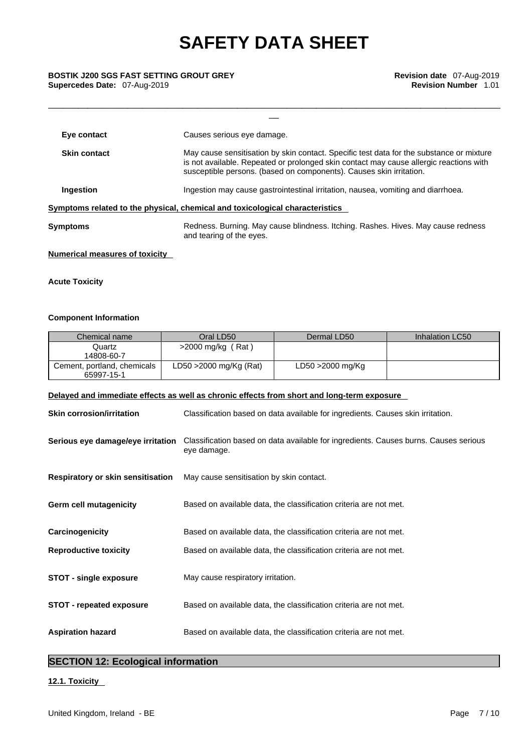**Eye contact** Causes serious eye damage.

**Skin contact** May cause sensitisation by skin contact. Specific test data for the substance or mixture is not available. Repeated or prolonged skin contact may cause allergic reactions with susceptible persons. (based on components). Causes skin irritation.

**Ingestion** Ingestion may cause gastrointestinal irritation, nausea, vomiting and diarrhoea.

**Symptoms related to the physical, chemical and toxicological characteristics**

**Symptoms** Redness. Burning. May cause blindness. Itching. Rashes. Hives. May cause redness and tearing of the eyes.

**Numerical measures of toxicity**

**Acute Toxicity**

**Component Information**

| Chemical name | Oral LD50 | Dermal LD50 | Inhalation LC50 |
|---|---|---|---|
| Quartz<br>14808-60-7 | >2000 mg/kg ( Rat ) | | |
| Cement, portland, chemicals<br>65997-15-1 | LD50 >2000 mg/Kg (Rat) | LD50 >2000 mg/Kg | |

**Delayed and immediate effects as well as chronic effects from short and long-term exposure**

**Skin corrosion/irritation** Classification based on data available for ingredients. Causes skin irritation.

**Serious eye damage/eye irritation** Classification based on data available for ingredients. Causes burns. Causes serious eye damage.

**Respiratory or skin sensitisation** May cause sensitisation by skin contact.

**Germ cell mutagenicity** Based on available data, the classification criteria are not met.

**Carcinogenicity** Based on available data, the classification criteria are not met.

**Reproductive toxicity** Based on available data, the classification criteria are not met.

**STOT - single exposure** May cause respiratory irritation.

**STOT - repeated exposure** Based on available data, the classification criteria are not met.

**Aspiration hazard** Based on available data, the classification criteria are not met.

## SECTION 12: Ecological information

**12.1. Toxicity**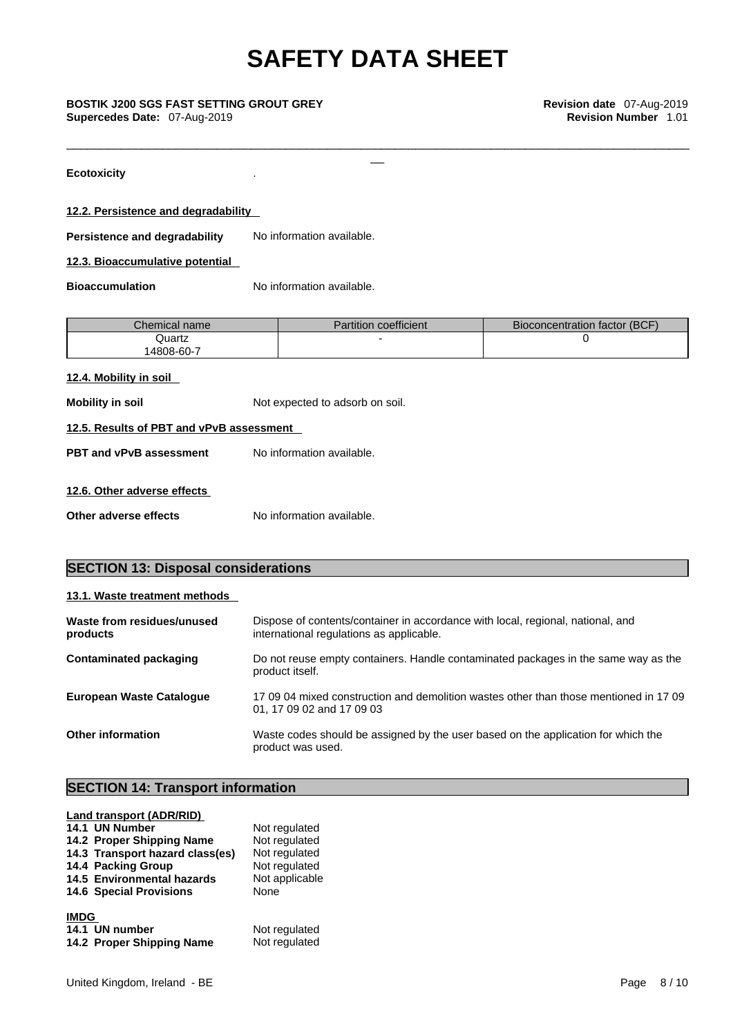**Ecotoxicity** .

**12.2. Persistence and degradability**

**Persistence and degradability** No information available.

**12.3. Bioaccumulative potential**

**Bioaccumulation** No information available.

| Chemical name | Partition coefficient | Bioconcentration factor (BCF) |
|---|---|---|
| Quartz<br>14808-60-7 | - | 0 |

**12.4. Mobility in soil**

**Mobility in soil** Not expected to adsorb on soil.

**12.5. Results of PBT and vPvB assessment**

**PBT and vPvB assessment** No information available.

**12.6. Other adverse effects**

**Other adverse effects** No information available.

## SECTION 13: Disposal considerations

**13.1. Waste treatment methods**

**Waste from residues/unused products** Dispose of contents/container in accordance with local, regional, national, and international regulations as applicable.

**Contaminated packaging** Do not reuse empty containers. Handle contaminated packages in the same way as the product itself.

**European Waste Catalogue** 17 09 04 mixed construction and demolition wastes other than those mentioned in 17 09 01, 17 09 02 and 17 09 03

**Other information** Waste codes should be assigned by the user based on the application for which the product was used.

## SECTION 14: Transport information

**Land transport (ADR/RID)**

**14.1 UN Number** Not regulated
**14.2 Proper Shipping Name** Not regulated
**14.3 Transport hazard class(es)** Not regulated
**14.4 Packing Group** Not regulated
**14.5 Environmental hazards** Not applicable
**14.6 Special Provisions** None

**IMDG**

**14.1 UN number** Not regulated
**14.2 Proper Shipping Name** Not regulated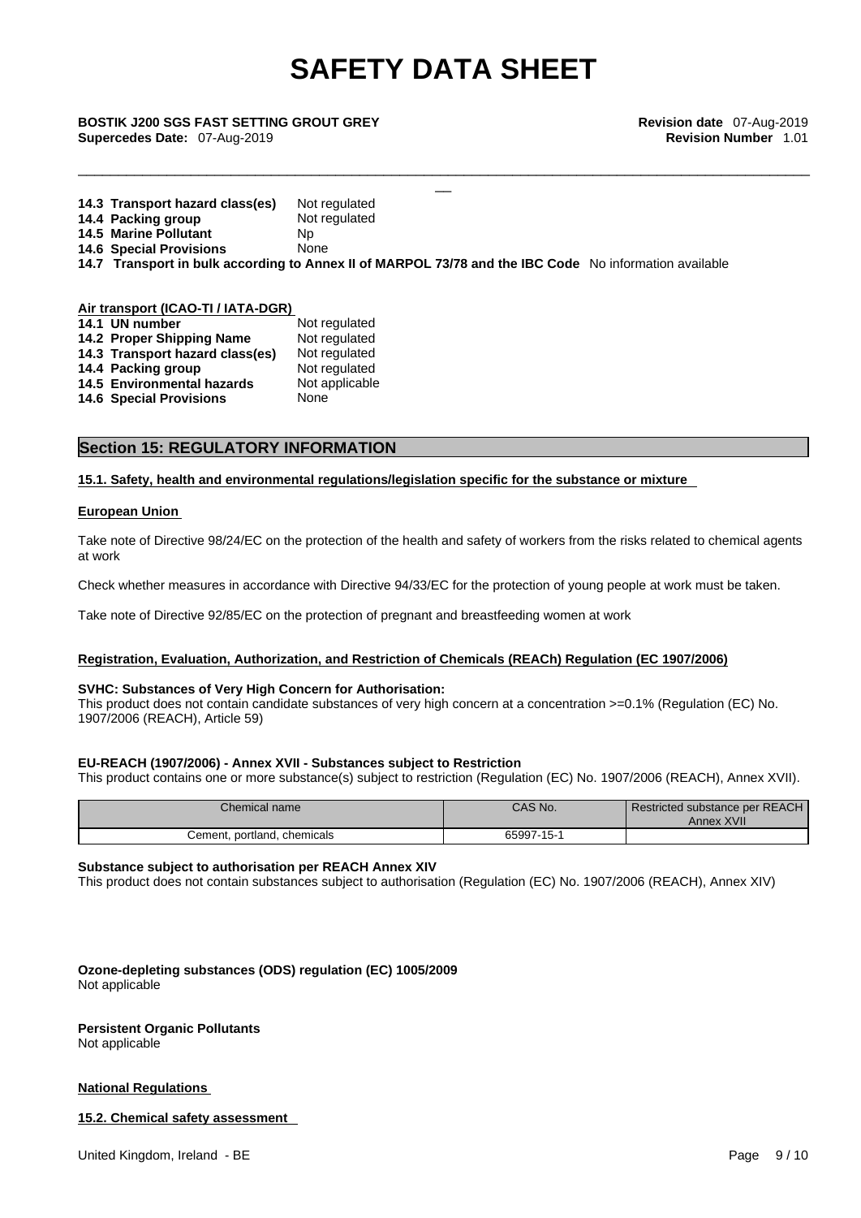**14.3 Transport hazard class(es)** Not regulated
**14.4 Packing group** Not regulated
**14.5 Marine Pollutant** Np
**14.6 Special Provisions** None
**14.7 Transport in bulk according to Annex II of MARPOL 73/78 and the IBC Code** No information available

**Air transport (ICAO-TI / IATA-DGR)**

**14.1 UN number** Not regulated
**14.2 Proper Shipping Name** Not regulated
**14.3 Transport hazard class(es)** Not regulated
**14.4 Packing group** Not regulated
**14.5 Environmental hazards** Not applicable
**14.6 Special Provisions** None

## Section 15: REGULATORY INFORMATION

### 15.1. Safety, health and environmental regulations/legislation specific for the substance or mixture

**European Union**

Take note of Directive 98/24/EC on the protection of the health and safety of workers from the risks related to chemical agents at work

Check whether measures in accordance with Directive 94/33/EC for the protection of young people at work must be taken.

Take note of Directive 92/85/EC on the protection of pregnant and breastfeeding women at work

**Registration, Evaluation, Authorization, and Restriction of Chemicals (REACh) Regulation (EC 1907/2006)**

**SVHC: Substances of Very High Concern for Authorisation:**
This product does not contain candidate substances of very high concern at a concentration >=0.1% (Regulation (EC) No. 1907/2006 (REACH), Article 59)

**EU-REACH (1907/2006) - Annex XVII - Substances subject to Restriction**
This product contains one or more substance(s) subject to restriction (Regulation (EC) No. 1907/2006 (REACH), Annex XVII).

| Chemical name | CAS No. | Restricted substance per REACH Annex XVII |
|---|---|---|
| Cement, portland, chemicals | 65997-15-1 | |

**Substance subject to authorisation per REACH Annex XIV**
This product does not contain substances subject to authorisation (Regulation (EC) No. 1907/2006 (REACH), Annex XIV)

**Ozone-depleting substances (ODS) regulation (EC) 1005/2009**
Not applicable

**Persistent Organic Pollutants**
Not applicable

**National Regulations**

### 15.2. Chemical safety assessment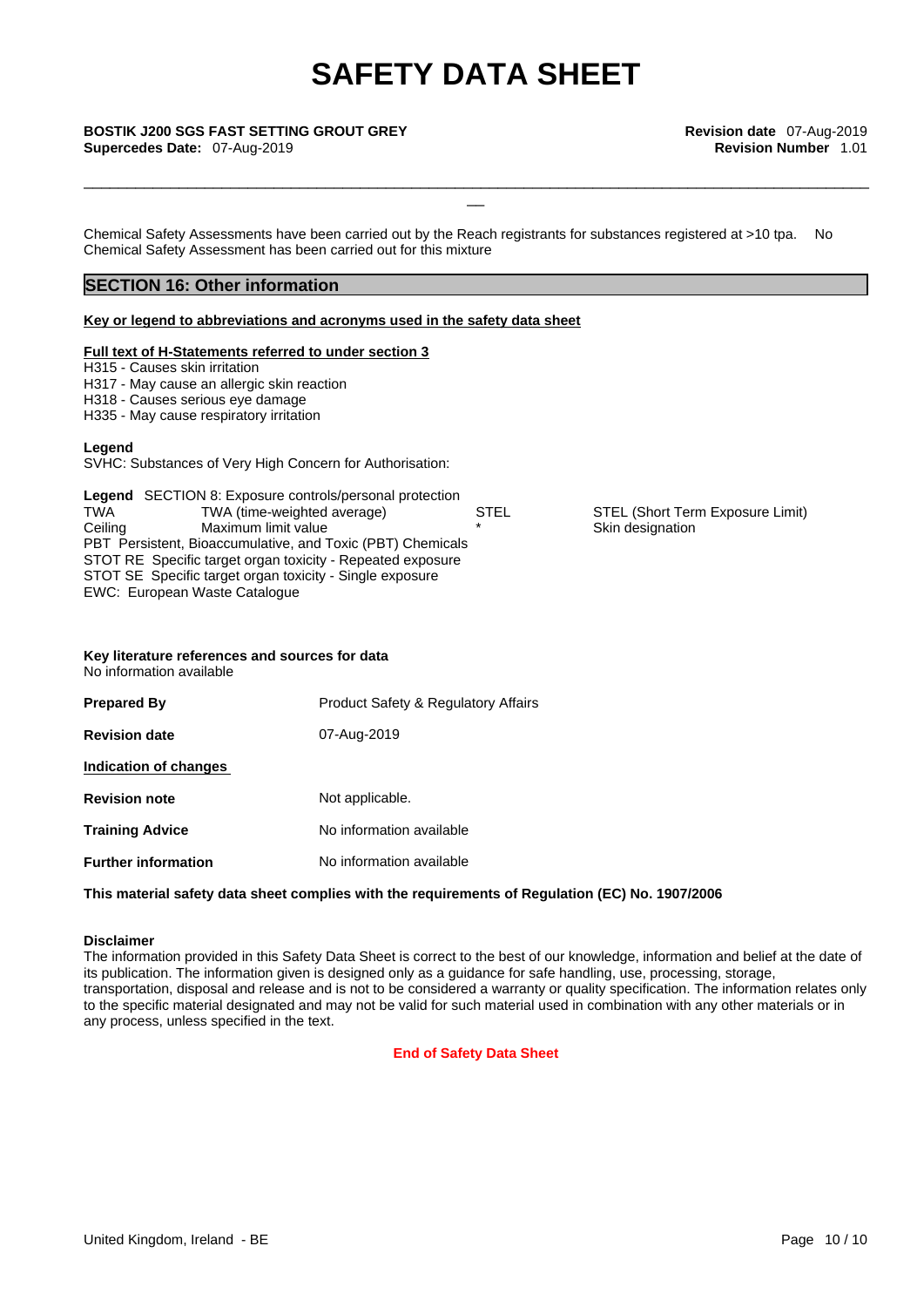Chemical Safety Assessments have been carried out by the Reach registrants for substances registered at >10 tpa. No Chemical Safety Assessment has been carried out for this mixture

## SECTION 16: Other information

**Key or legend to abbreviations and acronyms used in the safety data sheet**

**Full text of H-Statements referred to under section 3**

H315 - Causes skin irritation
H317 - May cause an allergic skin reaction
H318 - Causes serious eye damage
H335 - May cause respiratory irritation

**Legend**

SVHC: Substances of Very High Concern for Authorisation:

**Legend** SECTION 8: Exposure controls/personal protection

| | | | |
|---|---|---|---|
| TWA | TWA (time-weighted average) | STEL | STEL (Short Term Exposure Limit) |
| Ceiling | Maximum limit value | * | Skin designation |

PBT Persistent, Bioaccumulative, and Toxic (PBT) Chemicals
STOT RE Specific target organ toxicity - Repeated exposure
STOT SE Specific target organ toxicity - Single exposure
EWC: European Waste Catalogue

**Key literature references and sources for data**

No information available

**Prepared By** Product Safety & Regulatory Affairs

**Revision date** 07-Aug-2019

**Indication of changes**

**Revision note** Not applicable.

**Training Advice** No information available

**Further information** No information available

**This material safety data sheet complies with the requirements of Regulation (EC) No. 1907/2006**

**Disclaimer**

The information provided in this Safety Data Sheet is correct to the best of our knowledge, information and belief at the date of its publication. The information given is designed only as a guidance for safe handling, use, processing, storage, transportation, disposal and release and is not to be considered a warranty or quality specification. The information relates only to the specific material designated and may not be valid for such material used in combination with any other materials or in any process, unless specified in the text.

**End of Safety Data Sheet**